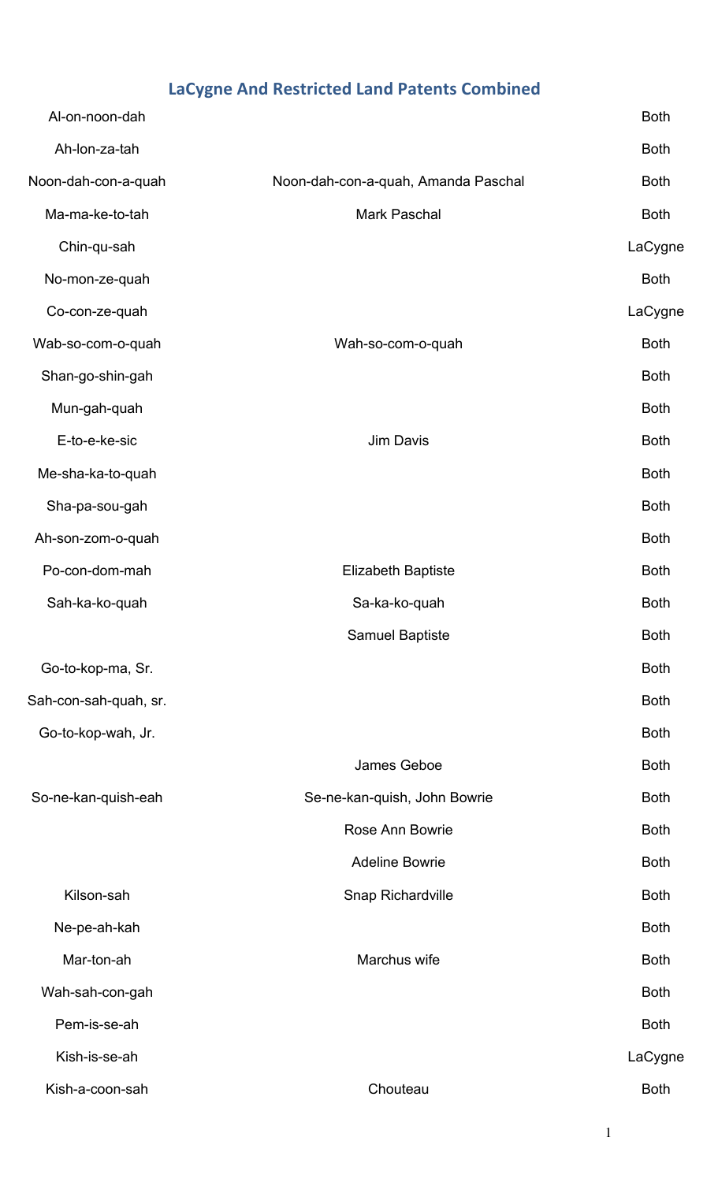# LaCygne And Restricted Land Patents Combined

| | | |
|---|---|---|
| Al-on-noon-dah | | Both |
| Ah-lon-za-tah | | Both |
| Noon-dah-con-a-quah | Noon-dah-con-a-quah, Amanda Paschal | Both |
| Ma-ma-ke-to-tah | Mark Paschal | Both |
| Chin-qu-sah | | LaCygne |
| No-mon-ze-quah | | Both |
| Co-con-ze-quah | | LaCygne |
| Wab-so-com-o-quah | Wah-so-com-o-quah | Both |
| Shan-go-shin-gah | | Both |
| Mun-gah-quah | | Both |
| E-to-e-ke-sic | Jim Davis | Both |
| Me-sha-ka-to-quah | | Both |
| Sha-pa-sou-gah | | Both |
| Ah-son-zom-o-quah | | Both |
| Po-con-dom-mah | Elizabeth Baptiste | Both |
| Sah-ka-ko-quah | Sa-ka-ko-quah | Both |
| | Samuel Baptiste | Both |
| Go-to-kop-ma, Sr. | | Both |
| Sah-con-sah-quah, sr. | | Both |
| Go-to-kop-wah, Jr. | | Both |
| | James Geboe | Both |
| So-ne-kan-quish-eah | Se-ne-kan-quish, John Bowrie | Both |
| | Rose Ann Bowrie | Both |
| | Adeline Bowrie | Both |
| Kilson-sah | Snap Richardville | Both |
| Ne-pe-ah-kah | | Both |
| Mar-ton-ah | Marchus wife | Both |
| Wah-sah-con-gah | | Both |
| Pem-is-se-ah | | Both |
| Kish-is-se-ah | | LaCygne |
| Kish-a-coon-sah | Chouteau | Both |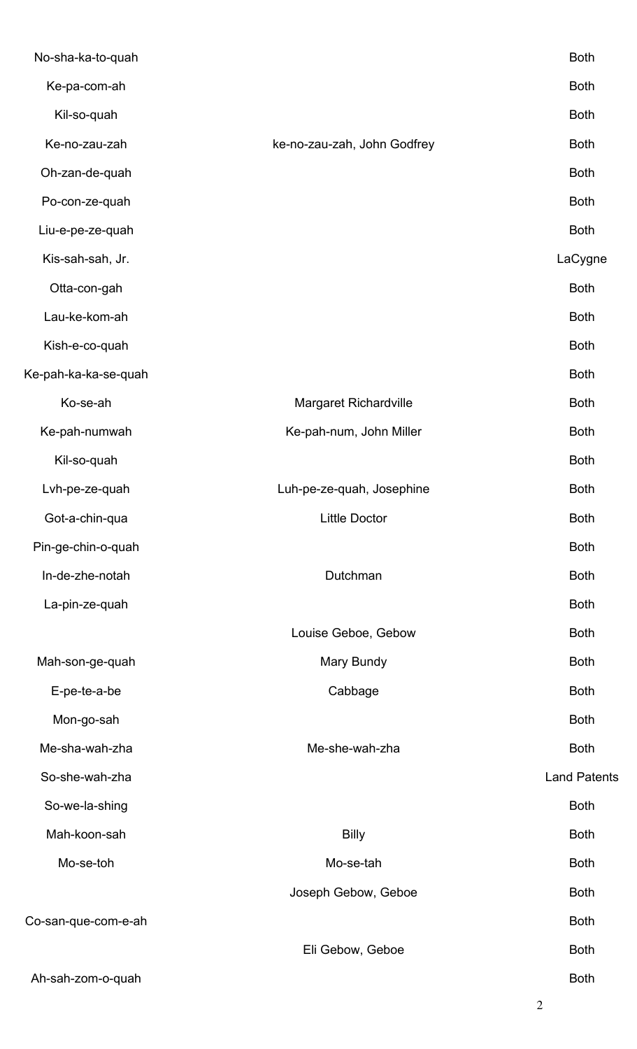| | | |
|---|---|---|
| No-sha-ka-to-quah | | Both |
| Ke-pa-com-ah | | Both |
| Kil-so-quah | | Both |
| Ke-no-zau-zah | ke-no-zau-zah, John Godfrey | Both |
| Oh-zan-de-quah | | Both |
| Po-con-ze-quah | | Both |
| Liu-e-pe-ze-quah | | Both |
| Kis-sah-sah, Jr. | | LaCygne |
| Otta-con-gah | | Both |
| Lau-ke-kom-ah | | Both |
| Kish-e-co-quah | | Both |
| Ke-pah-ka-ka-se-quah | | Both |
| Ko-se-ah | Margaret Richardville | Both |
| Ke-pah-numwah | Ke-pah-num, John Miller | Both |
| Kil-so-quah | | Both |
| Lvh-pe-ze-quah | Luh-pe-ze-quah, Josephine | Both |
| Got-a-chin-qua | Little Doctor | Both |
| Pin-ge-chin-o-quah | | Both |
| In-de-zhe-notah | Dutchman | Both |
| La-pin-ze-quah | | Both |
| | Louise Geboe, Gebow | Both |
| Mah-son-ge-quah | Mary Bundy | Both |
| E-pe-te-a-be | Cabbage | Both |
| Mon-go-sah | | Both |
| Me-sha-wah-zha | Me-she-wah-zha | Both |
| So-she-wah-zha | | Land Patents |
| So-we-la-shing | | Both |
| Mah-koon-sah | Billy | Both |
| Mo-se-toh | Mo-se-tah | Both |
| | Joseph Gebow, Geboe | Both |
| Co-san-que-com-e-ah | | Both |
| | Eli Gebow, Geboe | Both |
| Ah-sah-zom-o-quah | | Both |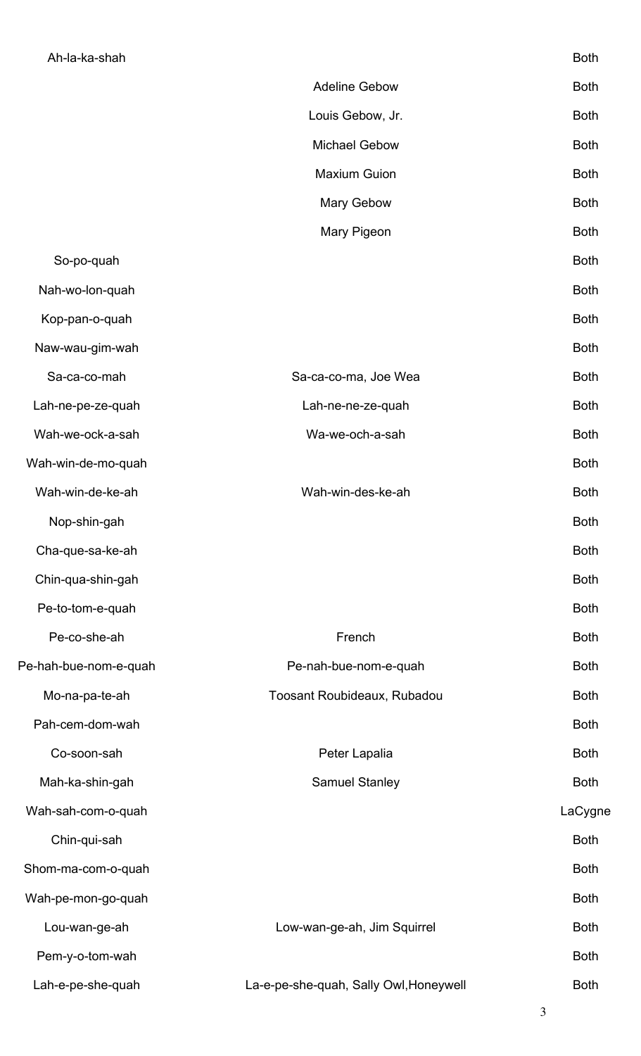| | | |
|---|---|---|
| Ah-la-ka-shah | | Both |
| | Adeline Gebow | Both |
| | Louis Gebow, Jr. | Both |
| | Michael Gebow | Both |
| | Maxium Guion | Both |
| | Mary Gebow | Both |
| | Mary Pigeon | Both |
| So-po-quah | | Both |
| Nah-wo-lon-quah | | Both |
| Kop-pan-o-quah | | Both |
| Naw-wau-gim-wah | | Both |
| Sa-ca-co-mah | Sa-ca-co-ma, Joe Wea | Both |
| Lah-ne-pe-ze-quah | Lah-ne-ne-ze-quah | Both |
| Wah-we-ock-a-sah | Wa-we-och-a-sah | Both |
| Wah-win-de-mo-quah | | Both |
| Wah-win-de-ke-ah | Wah-win-des-ke-ah | Both |
| Nop-shin-gah | | Both |
| Cha-que-sa-ke-ah | | Both |
| Chin-qua-shin-gah | | Both |
| Pe-to-tom-e-quah | | Both |
| Pe-co-she-ah | French | Both |
| Pe-hah-bue-nom-e-quah | Pe-nah-bue-nom-e-quah | Both |
| Mo-na-pa-te-ah | Toosant Roubideaux, Rubadou | Both |
| Pah-cem-dom-wah | | Both |
| Co-soon-sah | Peter Lapalia | Both |
| Mah-ka-shin-gah | Samuel Stanley | Both |
| Wah-sah-com-o-quah | | LaCygne |
| Chin-qui-sah | | Both |
| Shom-ma-com-o-quah | | Both |
| Wah-pe-mon-go-quah | | Both |
| Lou-wan-ge-ah | Low-wan-ge-ah, Jim Squirrel | Both |
| Pem-y-o-tom-wah | | Both |
| Lah-e-pe-she-quah | La-e-pe-she-quah, Sally Owl,Honeywell | Both |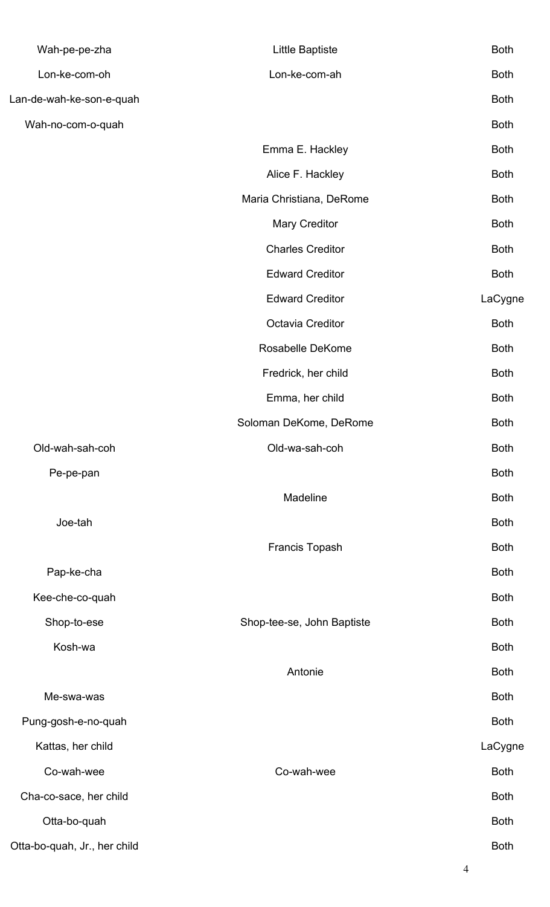| | | |
|---|---|---|
| Wah-pe-pe-zha | Little Baptiste | Both |
| Lon-ke-com-oh | Lon-ke-com-ah | Both |
| Lan-de-wah-ke-son-e-quah | | Both |
| Wah-no-com-o-quah | | Both |
| | Emma E. Hackley | Both |
| | Alice F. Hackley | Both |
| | Maria Christiana, DeRome | Both |
| | Mary Creditor | Both |
| | Charles Creditor | Both |
| | Edward Creditor | Both |
| | Edward Creditor | LaCygne |
| | Octavia Creditor | Both |
| | Rosabelle DeKome | Both |
| | Fredrick, her child | Both |
| | Emma, her child | Both |
| | Soloman DeKome, DeRome | Both |
| Old-wah-sah-coh | Old-wa-sah-coh | Both |
| Pe-pe-pan | | Both |
| | Madeline | Both |
| Joe-tah | | Both |
| | Francis Topash | Both |
| Pap-ke-cha | | Both |
| Kee-che-co-quah | | Both |
| Shop-to-ese | Shop-tee-se, John Baptiste | Both |
| Kosh-wa | | Both |
| | Antonie | Both |
| Me-swa-was | | Both |
| Pung-gosh-e-no-quah | | Both |
| Kattas, her child | | LaCygne |
| Co-wah-wee | Co-wah-wee | Both |
| Cha-co-sace, her child | | Both |
| Otta-bo-quah | | Both |
| Otta-bo-quah, Jr., her child | | Both |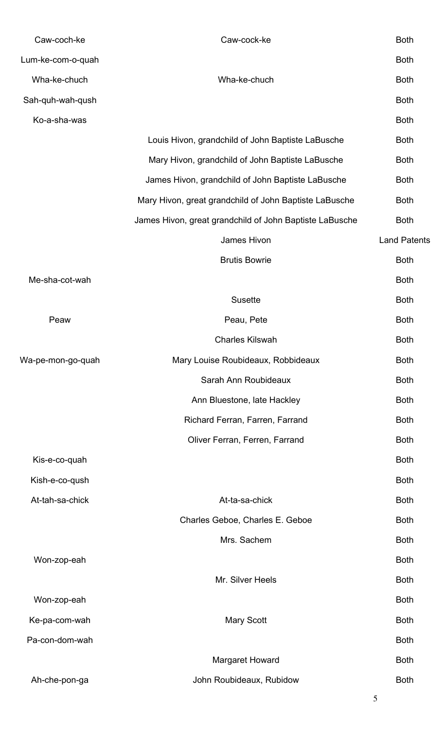| | | |
|---|---|---|
| Caw-coch-ke | Caw-cock-ke | Both |
| Lum-ke-com-o-quah | | Both |
| Wha-ke-chuch | Wha-ke-chuch | Both |
| Sah-quh-wah-qush | | Both |
| Ko-a-sha-was | | Both |
| | Louis Hivon, grandchild of John Baptiste LaBusche | Both |
| | Mary Hivon, grandchild of John Baptiste LaBusche | Both |
| | James Hivon, grandchild of John Baptiste LaBusche | Both |
| | Mary Hivon, great grandchild of John Baptiste LaBusche | Both |
| | James Hivon, great grandchild of John Baptiste LaBusche | Both |
| | James Hivon | Land Patents |
| | Brutis Bowrie | Both |
| Me-sha-cot-wah | | Both |
| | Susette | Both |
| Peaw | Peau, Pete | Both |
| | Charles Kilswah | Both |
| Wa-pe-mon-go-quah | Mary Louise Roubideaux, Robbideaux | Both |
| | Sarah Ann Roubideaux | Both |
| | Ann Bluestone, late Hackley | Both |
| | Richard Ferran, Farren, Farrand | Both |
| | Oliver Ferran, Ferren, Farrand | Both |
| Kis-e-co-quah | | Both |
| Kish-e-co-qush | | Both |
| At-tah-sa-chick | At-ta-sa-chick | Both |
| | Charles Geboe, Charles E. Geboe | Both |
| | Mrs. Sachem | Both |
| Won-zop-eah | | Both |
| | Mr. Silver Heels | Both |
| Won-zop-eah | | Both |
| Ke-pa-com-wah | Mary Scott | Both |
| Pa-con-dom-wah | | Both |
| | Margaret Howard | Both |
| Ah-che-pon-ga | John Roubideaux, Rubidow | Both |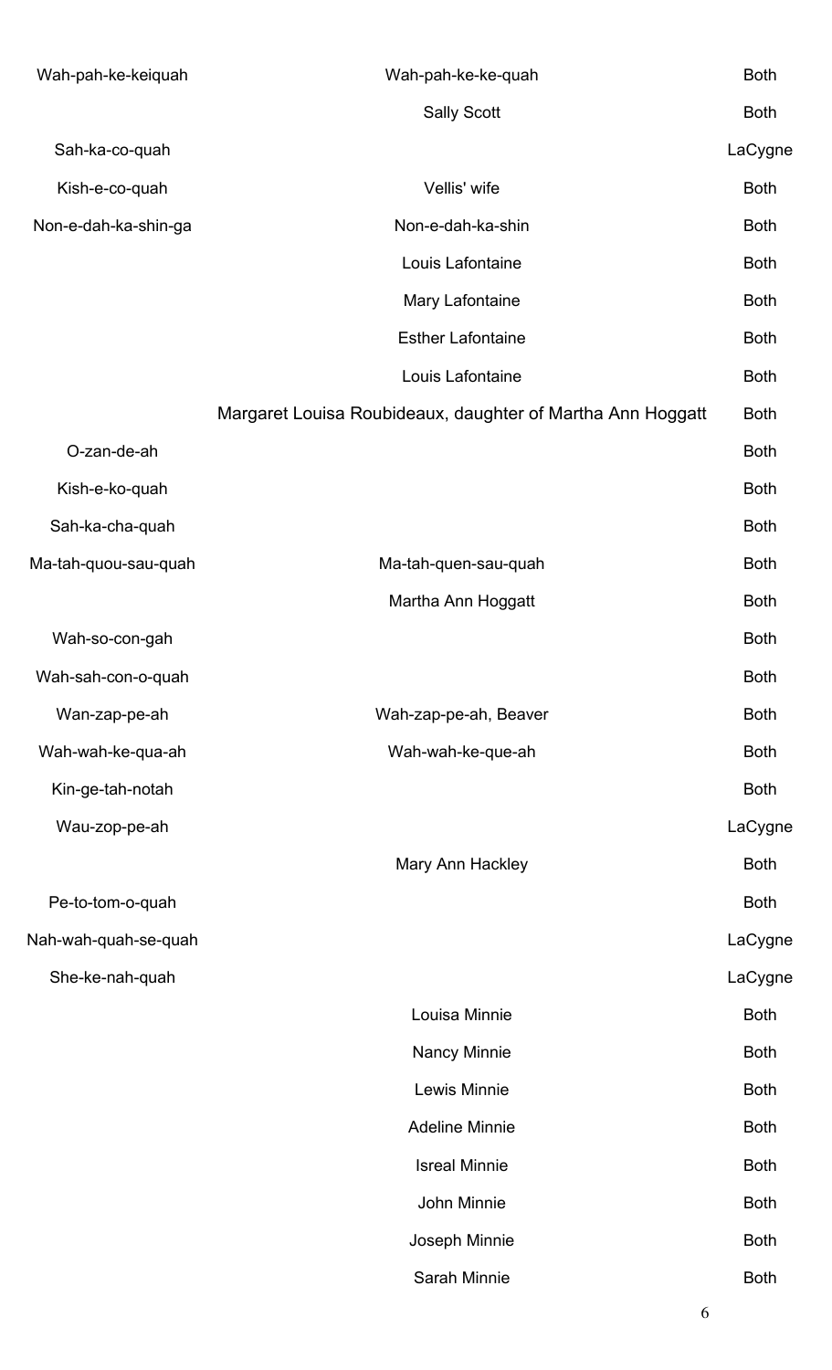| | | |
|---|---|---|
| Wah-pah-ke-keiquah | Wah-pah-ke-ke-quah | Both |
| | Sally Scott | Both |
| Sah-ka-co-quah | | LaCygne |
| Kish-e-co-quah | Vellis' wife | Both |
| Non-e-dah-ka-shin-ga | Non-e-dah-ka-shin | Both |
| | Louis Lafontaine | Both |
| | Mary Lafontaine | Both |
| | Esther Lafontaine | Both |
| | Louis Lafontaine | Both |
| | Margaret Louisa Roubideaux, daughter of Martha Ann Hoggatt | Both |
| O-zan-de-ah | | Both |
| Kish-e-ko-quah | | Both |
| Sah-ka-cha-quah | | Both |
| Ma-tah-quou-sau-quah | Ma-tah-quen-sau-quah | Both |
| | Martha Ann Hoggatt | Both |
| Wah-so-con-gah | | Both |
| Wah-sah-con-o-quah | | Both |
| Wan-zap-pe-ah | Wah-zap-pe-ah, Beaver | Both |
| Wah-wah-ke-qua-ah | Wah-wah-ke-que-ah | Both |
| Kin-ge-tah-notah | | Both |
| Wau-zop-pe-ah | | LaCygne |
| | Mary Ann Hackley | Both |
| Pe-to-tom-o-quah | | Both |
| Nah-wah-quah-se-quah | | LaCygne |
| She-ke-nah-quah | | LaCygne |
| | Louisa Minnie | Both |
| | Nancy Minnie | Both |
| | Lewis Minnie | Both |
| | Adeline Minnie | Both |
| | Isreal Minnie | Both |
| | John Minnie | Both |
| | Joseph Minnie | Both |
| | Sarah Minnie | Both |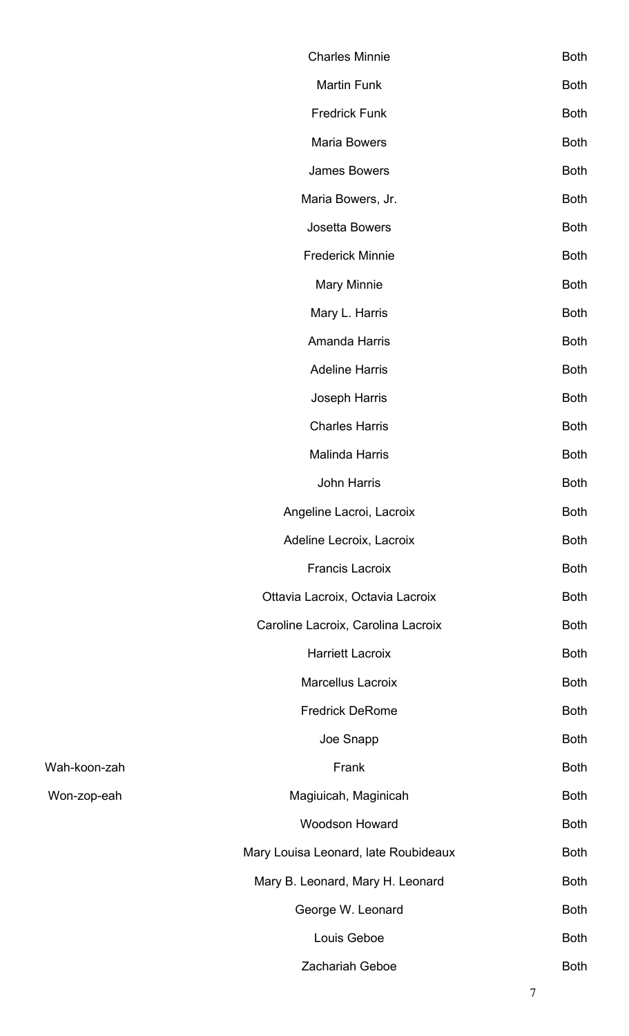| | | |
|---|---|---|
| | Charles Minnie | Both |
| | Martin Funk | Both |
| | Fredrick Funk | Both |
| | Maria Bowers | Both |
| | James Bowers | Both |
| | Maria Bowers, Jr. | Both |
| | Josetta Bowers | Both |
| | Frederick Minnie | Both |
| | Mary Minnie | Both |
| | Mary L. Harris | Both |
| | Amanda Harris | Both |
| | Adeline Harris | Both |
| | Joseph Harris | Both |
| | Charles Harris | Both |
| | Malinda Harris | Both |
| | John Harris | Both |
| | Angeline Lacroi, Lacroix | Both |
| | Adeline Lecroix, Lacroix | Both |
| | Francis Lacroix | Both |
| | Ottavia Lacroix, Octavia Lacroix | Both |
| | Caroline Lacroix, Carolina Lacroix | Both |
| | Harriett Lacroix | Both |
| | Marcellus Lacroix | Both |
| | Fredrick DeRome | Both |
| | Joe Snapp | Both |
| Wah-koon-zah | Frank | Both |
| Won-zop-eah | Magiuicah, Maginicah | Both |
| | Woodson Howard | Both |
| | Mary Louisa Leonard, late Roubideaux | Both |
| | Mary B. Leonard, Mary H. Leonard | Both |
| | George W. Leonard | Both |
| | Louis Geboe | Both |
| | Zachariah Geboe | Both |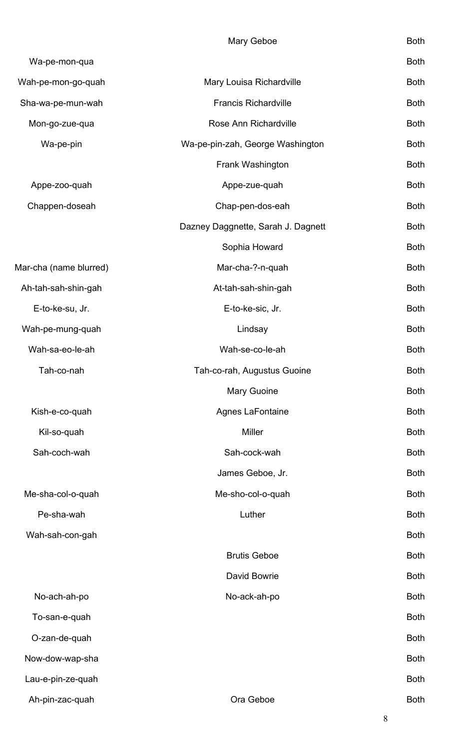| | | |
|---|---|---|
| | Mary Geboe | Both |
| Wa-pe-mon-qua | | Both |
| Wah-pe-mon-go-quah | Mary Louisa Richardville | Both |
| Sha-wa-pe-mun-wah | Francis Richardville | Both |
| Mon-go-zue-qua | Rose Ann Richardville | Both |
| Wa-pe-pin | Wa-pe-pin-zah, George Washington | Both |
| | Frank Washington | Both |
| Appe-zoo-quah | Appe-zue-quah | Both |
| Chappen-doseah | Chap-pen-dos-eah | Both |
| | Dazney Daggnette, Sarah J. Dagnett | Both |
| | Sophia Howard | Both |
| Mar-cha (name blurred) | Mar-cha-?-n-quah | Both |
| Ah-tah-sah-shin-gah | At-tah-sah-shin-gah | Both |
| E-to-ke-su, Jr. | E-to-ke-sic, Jr. | Both |
| Wah-pe-mung-quah | Lindsay | Both |
| Wah-sa-eo-le-ah | Wah-se-co-le-ah | Both |
| Tah-co-nah | Tah-co-rah, Augustus Guoine | Both |
| | Mary Guoine | Both |
| Kish-e-co-quah | Agnes LaFontaine | Both |
| Kil-so-quah | Miller | Both |
| Sah-coch-wah | Sah-cock-wah | Both |
| | James Geboe, Jr. | Both |
| Me-sha-col-o-quah | Me-sho-col-o-quah | Both |
| Pe-sha-wah | Luther | Both |
| Wah-sah-con-gah | | Both |
| | Brutis Geboe | Both |
| | David Bowrie | Both |
| No-ach-ah-po | No-ack-ah-po | Both |
| To-san-e-quah | | Both |
| O-zan-de-quah | | Both |
| Now-dow-wap-sha | | Both |
| Lau-e-pin-ze-quah | | Both |
| Ah-pin-zac-quah | Ora Geboe | Both |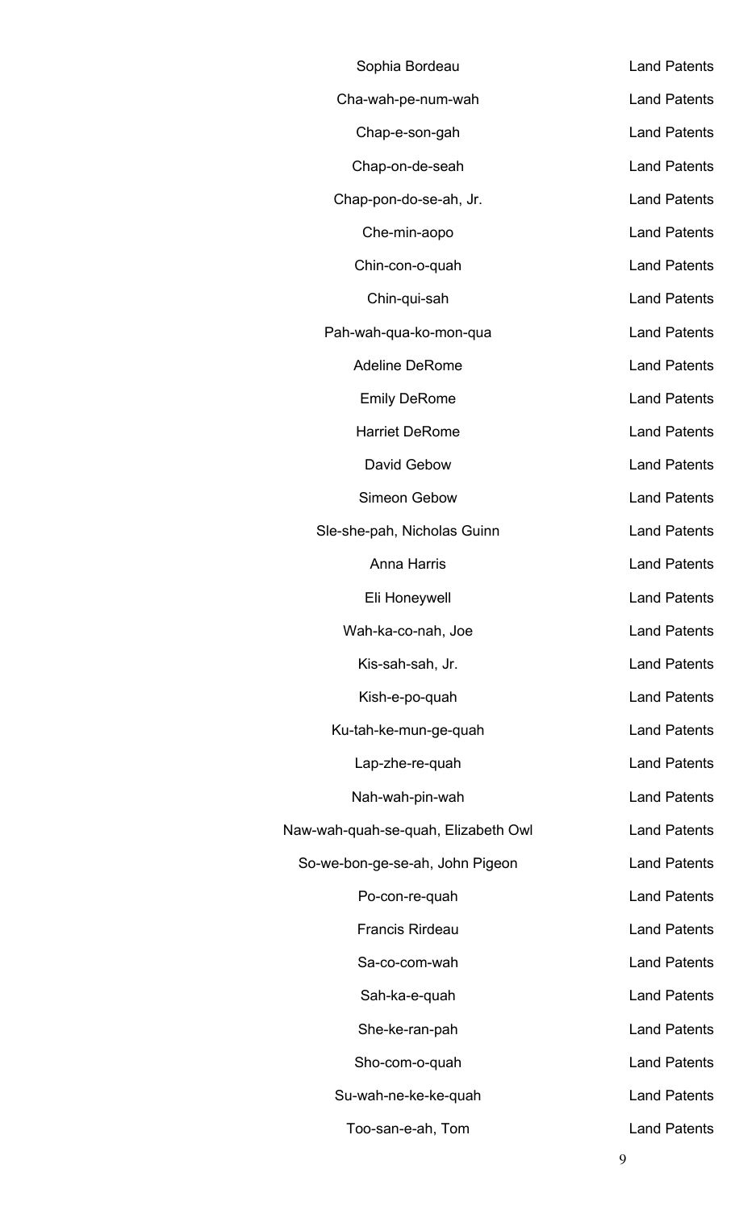| | |
|---|---|
| Sophia Bordeau | Land Patents |
| Cha-wah-pe-num-wah | Land Patents |
| Chap-e-son-gah | Land Patents |
| Chap-on-de-seah | Land Patents |
| Chap-pon-do-se-ah, Jr. | Land Patents |
| Che-min-aopo | Land Patents |
| Chin-con-o-quah | Land Patents |
| Chin-qui-sah | Land Patents |
| Pah-wah-qua-ko-mon-qua | Land Patents |
| Adeline DeRome | Land Patents |
| Emily DeRome | Land Patents |
| Harriet DeRome | Land Patents |
| David Gebow | Land Patents |
| Simeon Gebow | Land Patents |
| Sle-she-pah, Nicholas Guinn | Land Patents |
| Anna Harris | Land Patents |
| Eli Honeywell | Land Patents |
| Wah-ka-co-nah, Joe | Land Patents |
| Kis-sah-sah, Jr. | Land Patents |
| Kish-e-po-quah | Land Patents |
| Ku-tah-ke-mun-ge-quah | Land Patents |
| Lap-zhe-re-quah | Land Patents |
| Nah-wah-pin-wah | Land Patents |
| Naw-wah-quah-se-quah, Elizabeth Owl | Land Patents |
| So-we-bon-ge-se-ah, John Pigeon | Land Patents |
| Po-con-re-quah | Land Patents |
| Francis Rirdeau | Land Patents |
| Sa-co-com-wah | Land Patents |
| Sah-ka-e-quah | Land Patents |
| She-ke-ran-pah | Land Patents |
| Sho-com-o-quah | Land Patents |
| Su-wah-ne-ke-ke-quah | Land Patents |
| Too-san-e-ah, Tom | Land Patents |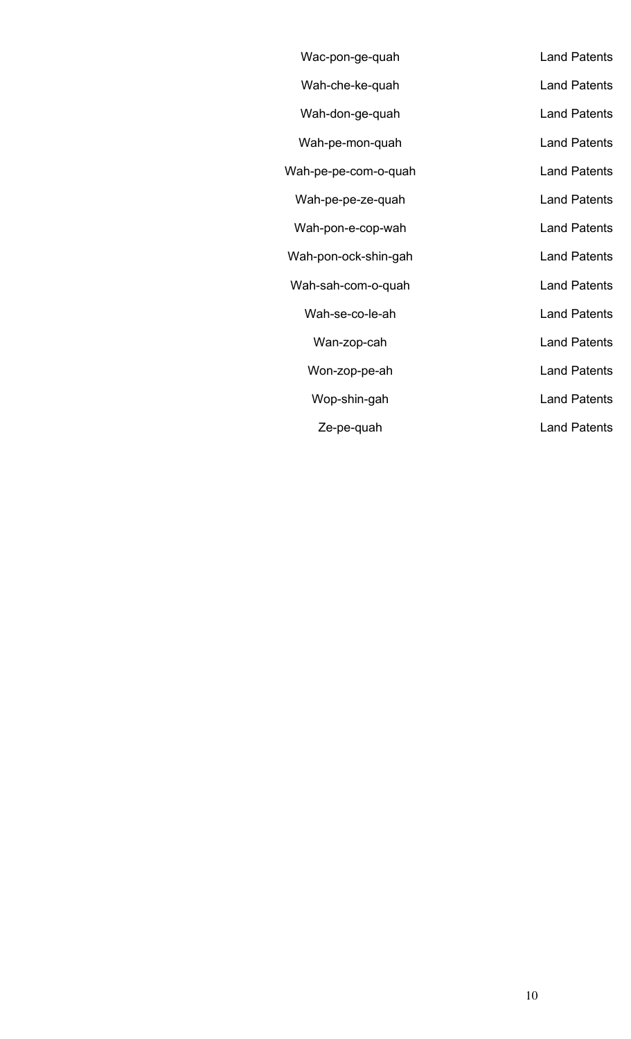| | |
|---|---|
| Wac-pon-ge-quah | Land Patents |
| Wah-che-ke-quah | Land Patents |
| Wah-don-ge-quah | Land Patents |
| Wah-pe-mon-quah | Land Patents |
| Wah-pe-pe-com-o-quah | Land Patents |
| Wah-pe-pe-ze-quah | Land Patents |
| Wah-pon-e-cop-wah | Land Patents |
| Wah-pon-ock-shin-gah | Land Patents |
| Wah-sah-com-o-quah | Land Patents |
| Wah-se-co-le-ah | Land Patents |
| Wan-zop-cah | Land Patents |
| Won-zop-pe-ah | Land Patents |
| Wop-shin-gah | Land Patents |
| Ze-pe-quah | Land Patents |